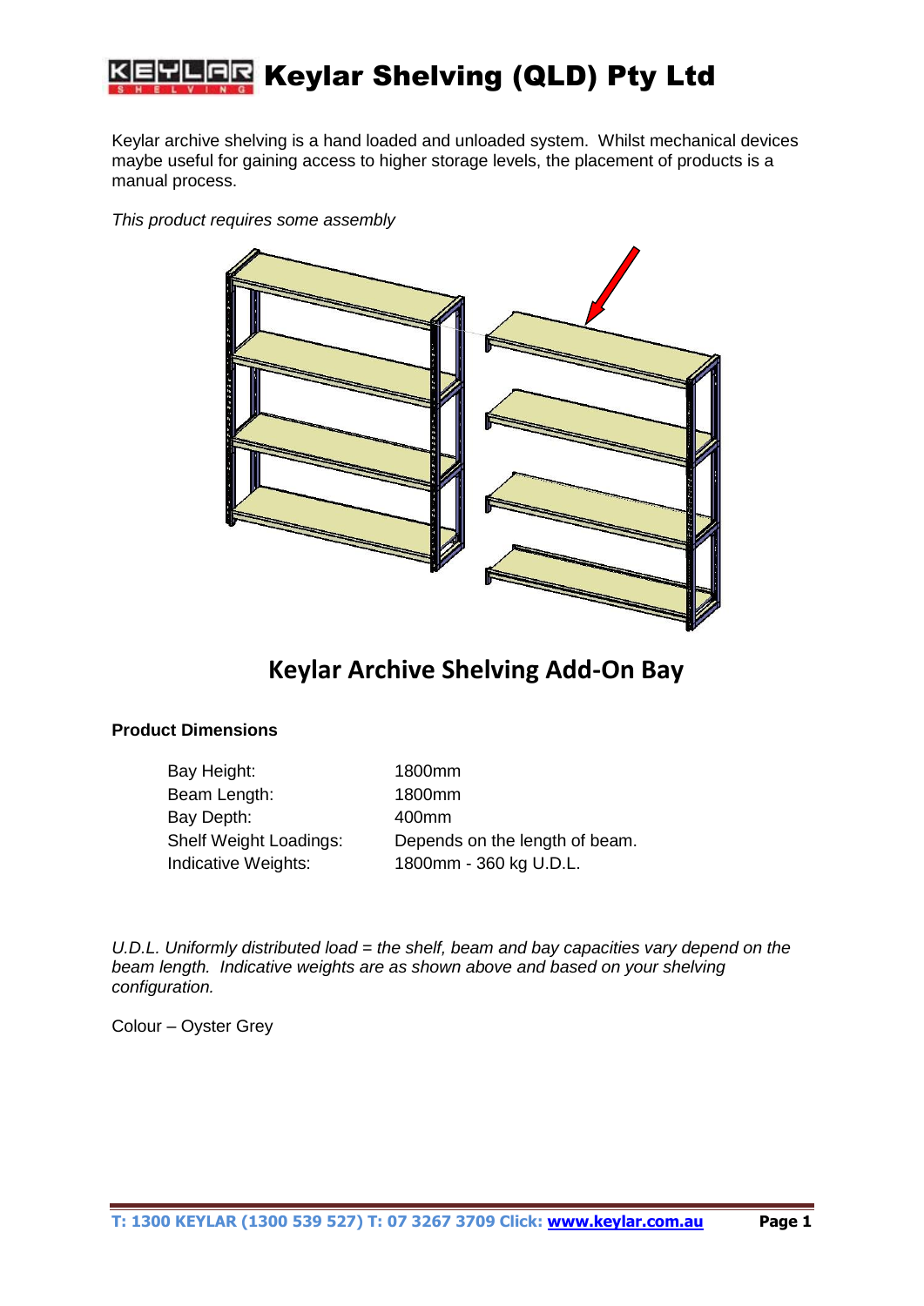# Keylar Shelving (QLD) Pty Ltd

Keylar archive shelving is a hand loaded and unloaded system. Whilst mechanical devices maybe useful for gaining access to higher storage levels, the placement of products is a manual process.

*This product requires some assembly*

## Keylar Archive Shelving Add-On Bay

**Product Dimensions**

| | |
|---|---|
| Bay Height: | 1800mm |
| Beam Length: | 1800mm |
| Bay Depth: | 400mm |
| Shelf Weight Loadings: | Depends on the length of beam. |
| Indicative Weights: | 1800mm - 360 kg U.D.L. |

*U.D.L. Uniformly distributed load = the shelf, beam and bay capacities vary depend on the beam length. Indicative weights are as shown above and based on your shelving configuration.*

Colour – Oyster Grey

**T: 1300 KEYLAR (1300 539 527) T: 07 3267 3709 Click: www.keylar.com.au**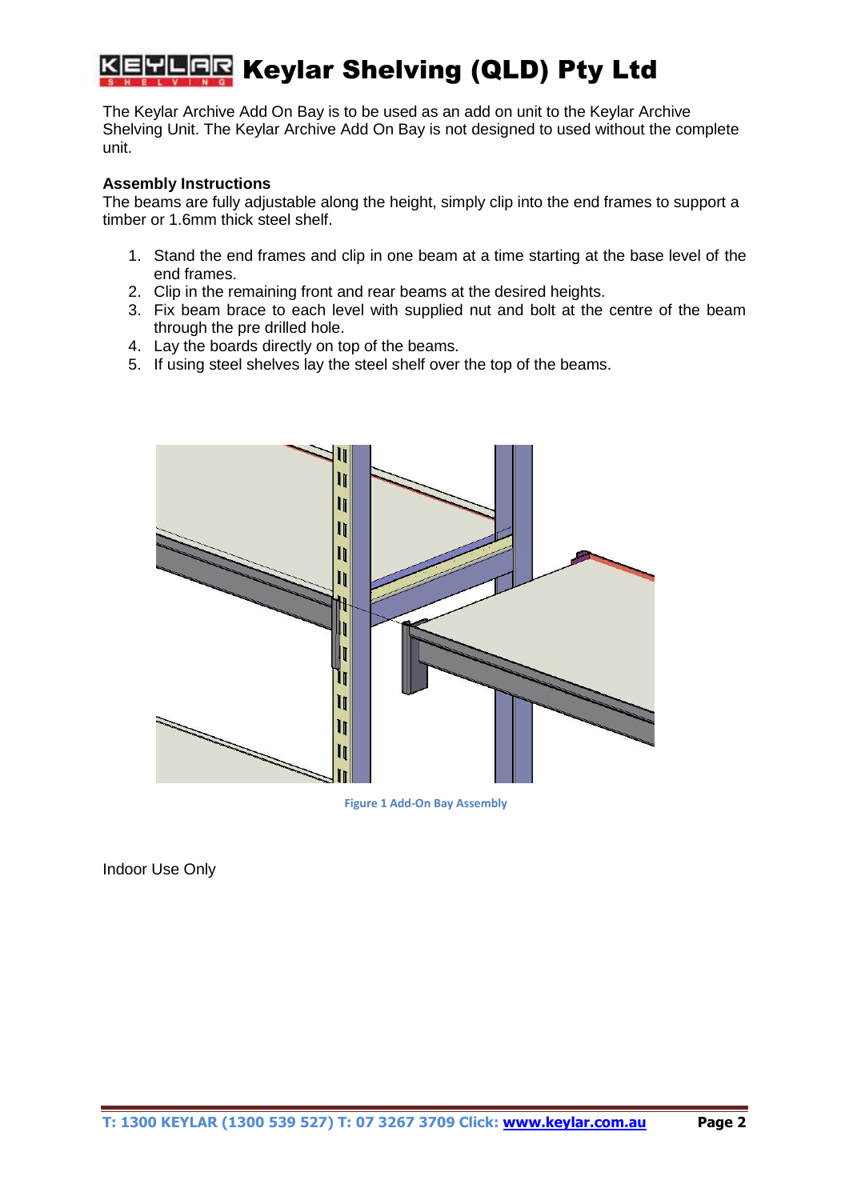# Keylar Shelving (QLD) Pty Ltd

The Keylar Archive Add On Bay is to be used as an add on unit to the Keylar Archive Shelving Unit. The Keylar Archive Add On Bay is not designed to used without the complete unit.

**Assembly Instructions**

The beams are fully adjustable along the height, simply clip into the end frames to support a timber or 1.6mm thick steel shelf.

1. Stand the end frames and clip in one beam at a time starting at the base level of the end frames.
2. Clip in the remaining front and rear beams at the desired heights.
3. Fix beam brace to each level with supplied nut and bolt at the centre of the beam through the pre drilled hole.
4. Lay the boards directly on top of the beams.
5. If using steel shelves lay the steel shelf over the top of the beams.

Figure 1 Add-On Bay Assembly

Indoor Use Only